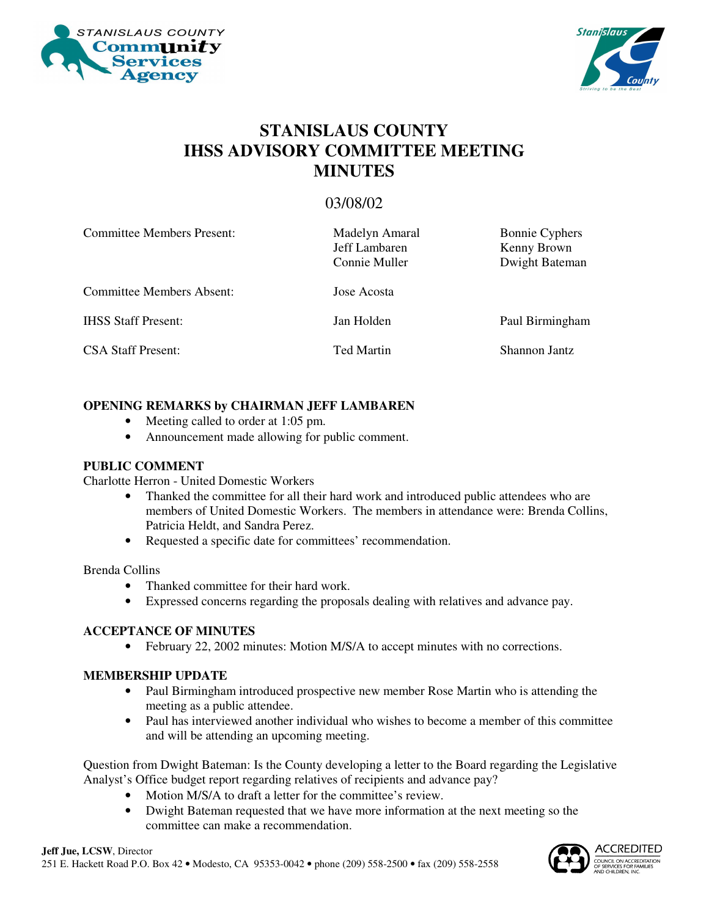STANISLAUS COUNTY Community Services Agency

# STANISLAUS COUNTY IHSS ADVISORY COMMITTEE MEETING MINUTES

03/08/02

| | | |
|---|---|---|
| Committee Members Present: | Madelyn Amaral<br>Jeff Lambaren<br>Connie Muller | Bonnie Cyphers<br>Kenny Brown<br>Dwight Bateman |
| Committee Members Absent: | Jose Acosta | |
| IHSS Staff Present: | Jan Holden | Paul Birmingham |
| CSA Staff Present: | Ted Martin | Shannon Jantz |

**OPENING REMARKS by CHAIRMAN JEFF LAMBAREN**

- Meeting called to order at 1:05 pm.
- Announcement made allowing for public comment.

**PUBLIC COMMENT**

Charlotte Herron - United Domestic Workers

- Thanked the committee for all their hard work and introduced public attendees who are members of United Domestic Workers. The members in attendance were: Brenda Collins, Patricia Heldt, and Sandra Perez.
- Requested a specific date for committees' recommendation.

Brenda Collins

- Thanked committee for their hard work.
- Expressed concerns regarding the proposals dealing with relatives and advance pay.

**ACCEPTANCE OF MINUTES**

- February 22, 2002 minutes: Motion M/S/A to accept minutes with no corrections.

**MEMBERSHIP UPDATE**

- Paul Birmingham introduced prospective new member Rose Martin who is attending the meeting as a public attendee.
- Paul has interviewed another individual who wishes to become a member of this committee and will be attending an upcoming meeting.

Question from Dwight Bateman: Is the County developing a letter to the Board regarding the Legislative Analyst's Office budget report regarding relatives of recipients and advance pay?

- Motion M/S/A to draft a letter for the committee's review.
- Dwight Bateman requested that we have more information at the next meeting so the committee can make a recommendation.

**Jeff Jue, LCSW**, Director
251 E. Hackett Road P.O. Box 42 • Modesto, CA 95353-0042 • phone (209) 558-2500 • fax (209) 558-2558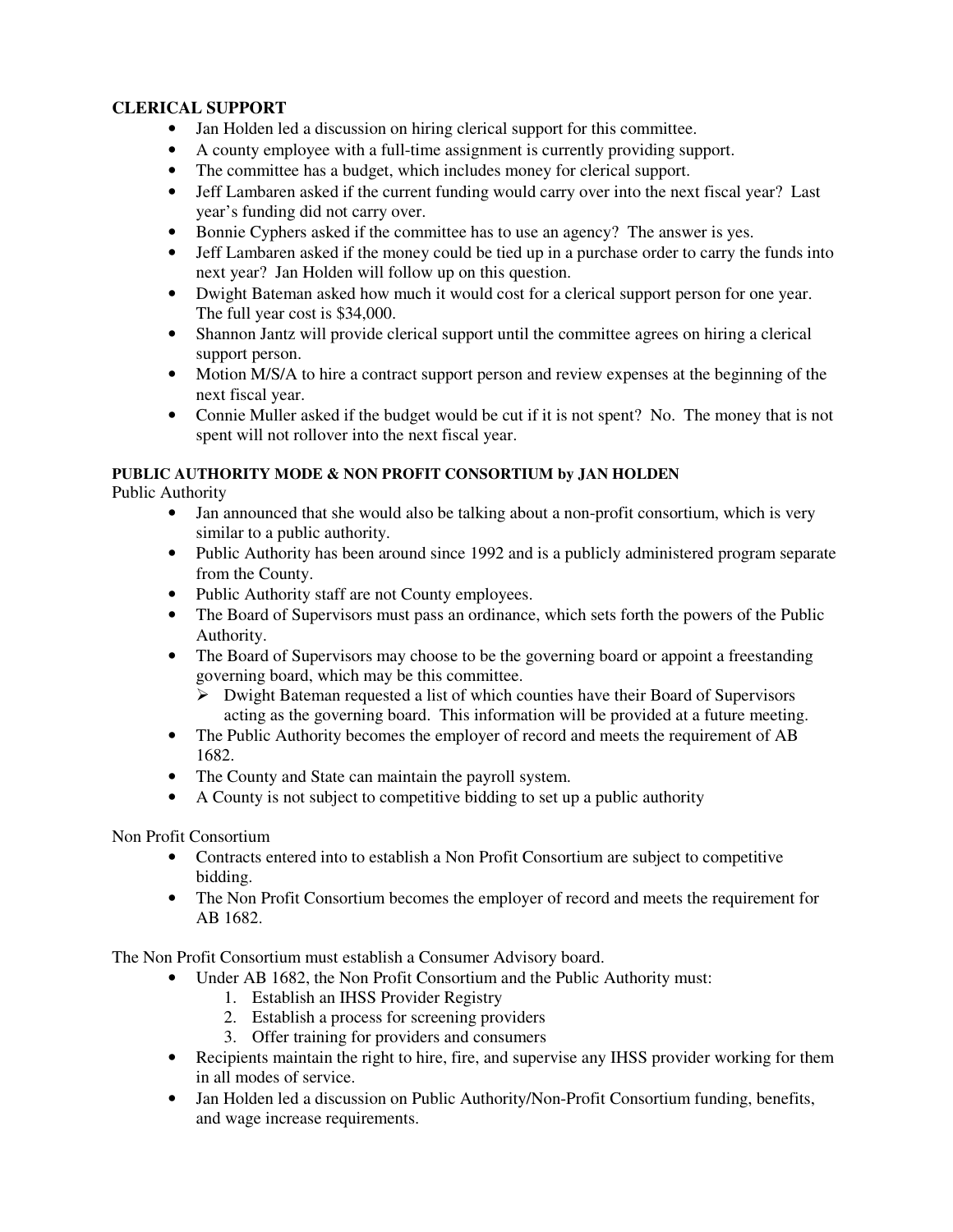**CLERICAL SUPPORT**

- Jan Holden led a discussion on hiring clerical support for this committee.
- A county employee with a full-time assignment is currently providing support.
- The committee has a budget, which includes money for clerical support.
- Jeff Lambaren asked if the current funding would carry over into the next fiscal year? Last year's funding did not carry over.
- Bonnie Cyphers asked if the committee has to use an agency? The answer is yes.
- Jeff Lambaren asked if the money could be tied up in a purchase order to carry the funds into next year? Jan Holden will follow up on this question.
- Dwight Bateman asked how much it would cost for a clerical support person for one year. The full year cost is $34,000.
- Shannon Jantz will provide clerical support until the committee agrees on hiring a clerical support person.
- Motion M/S/A to hire a contract support person and review expenses at the beginning of the next fiscal year.
- Connie Muller asked if the budget would be cut if it is not spent? No. The money that is not spent will not rollover into the next fiscal year.

**PUBLIC AUTHORITY MODE & NON PROFIT CONSORTIUM by JAN HOLDEN**

Public Authority

- Jan announced that she would also be talking about a non-profit consortium, which is very similar to a public authority.
- Public Authority has been around since 1992 and is a publicly administered program separate from the County.
- Public Authority staff are not County employees.
- The Board of Supervisors must pass an ordinance, which sets forth the powers of the Public Authority.
- The Board of Supervisors may choose to be the governing board or appoint a freestanding governing board, which may be this committee.
  - Dwight Bateman requested a list of which counties have their Board of Supervisors acting as the governing board. This information will be provided at a future meeting.
- The Public Authority becomes the employer of record and meets the requirement of AB 1682.
- The County and State can maintain the payroll system.
- A County is not subject to competitive bidding to set up a public authority

Non Profit Consortium

- Contracts entered into to establish a Non Profit Consortium are subject to competitive bidding.
- The Non Profit Consortium becomes the employer of record and meets the requirement for AB 1682.

The Non Profit Consortium must establish a Consumer Advisory board.

- Under AB 1682, the Non Profit Consortium and the Public Authority must:
  1. Establish an IHSS Provider Registry
  2. Establish a process for screening providers
  3. Offer training for providers and consumers
- Recipients maintain the right to hire, fire, and supervise any IHSS provider working for them in all modes of service.
- Jan Holden led a discussion on Public Authority/Non-Profit Consortium funding, benefits, and wage increase requirements.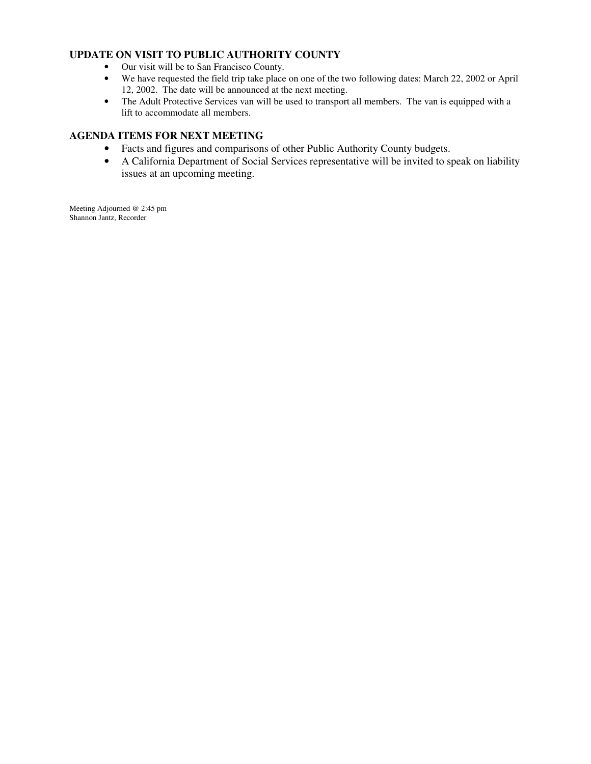## UPDATE ON VISIT TO PUBLIC AUTHORITY COUNTY

- Our visit will be to San Francisco County.
- We have requested the field trip take place on one of the two following dates: March 22, 2002 or April 12, 2002. The date will be announced at the next meeting.
- The Adult Protective Services van will be used to transport all members. The van is equipped with a lift to accommodate all members.

## AGENDA ITEMS FOR NEXT MEETING

- Facts and figures and comparisons of other Public Authority County budgets.
- A California Department of Social Services representative will be invited to speak on liability issues at an upcoming meeting.

Meeting Adjourned @ 2:45 pm
Shannon Jantz, Recorder